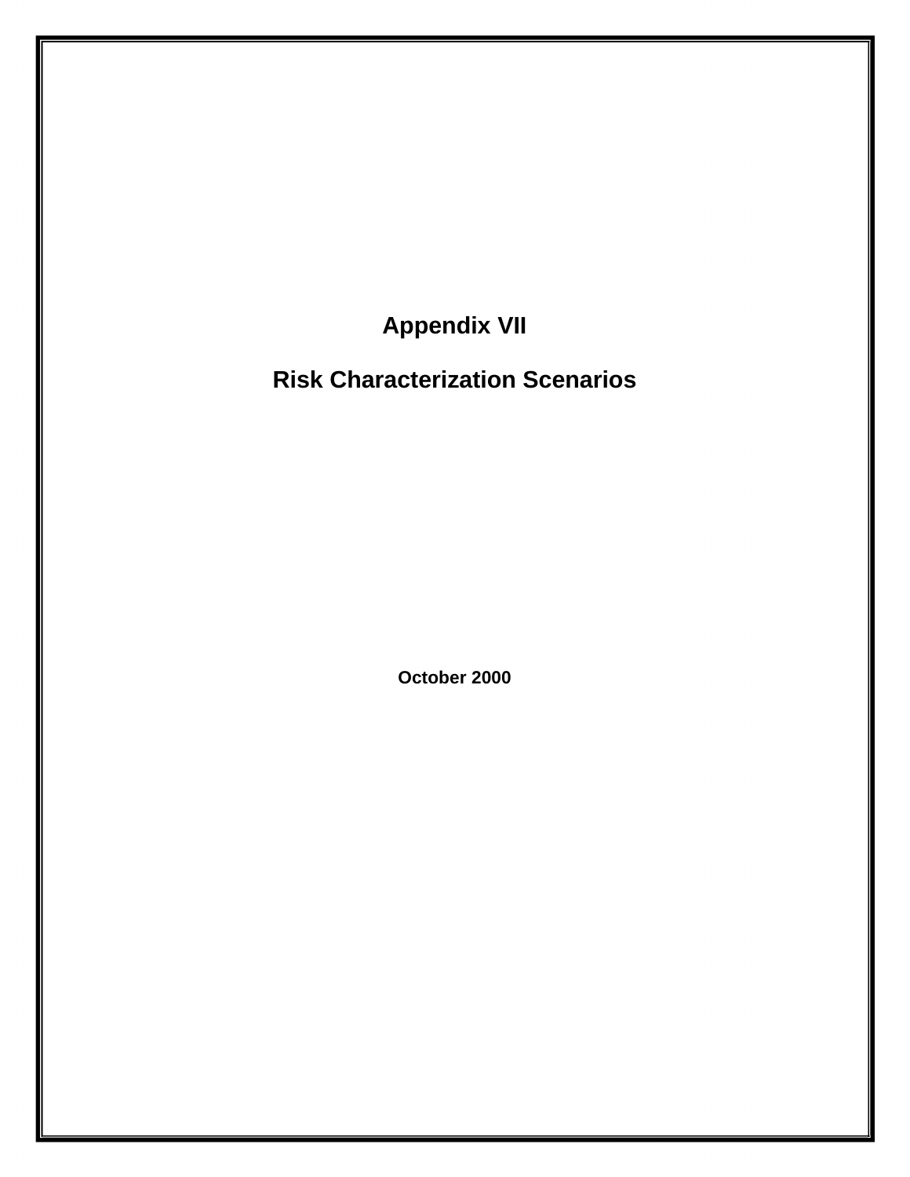# Appendix VII

# Risk Characterization Scenarios

**October 2000**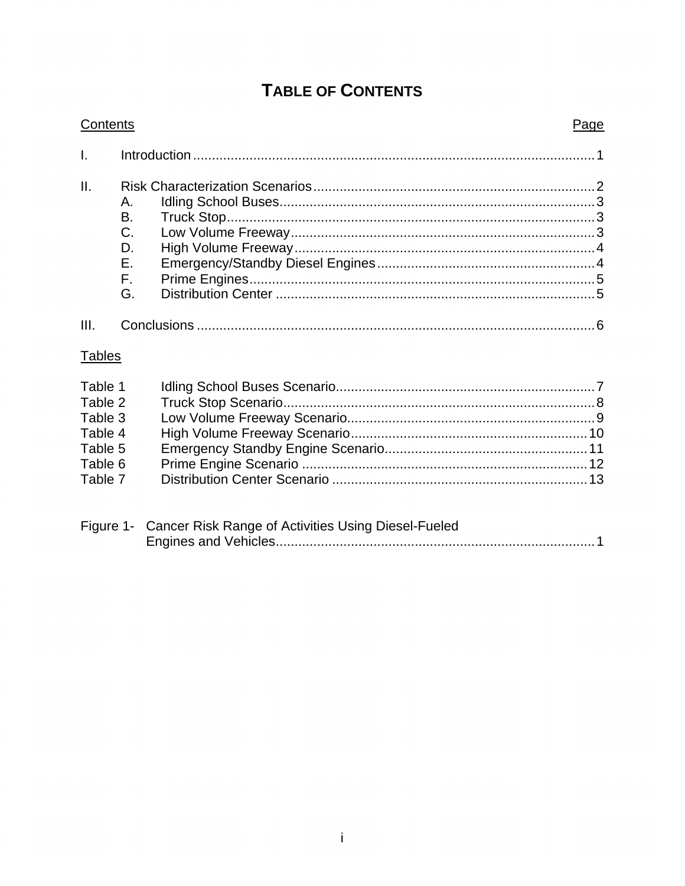# TABLE OF CONTENTS

| Contents | | Page |
|---|---|---|
| I. | Introduction | 1 |
| II. | Risk Characterization Scenarios | 2 |
| | A. Idling School Buses | 3 |
| | B. Truck Stop | 3 |
| | C. Low Volume Freeway | 3 |
| | D. High Volume Freeway | 4 |
| | E. Emergency/Standby Diesel Engines | 4 |
| | F. Prime Engines | 5 |
| | G. Distribution Center | 5 |
| III. | Conclusions | 6 |

## Tables

| | | |
|---|---|---|
| Table 1 | Idling School Buses Scenario | 7 |
| Table 2 | Truck Stop Scenario | 8 |
| Table 3 | Low Volume Freeway Scenario | 9 |
| Table 4 | High Volume Freeway Scenario | 10 |
| Table 5 | Emergency Standby Engine Scenario | 11 |
| Table 6 | Prime Engine Scenario | 12 |
| Table 7 | Distribution Center Scenario | 13 |

| | | |
|---|---|---|
| Figure 1- | Cancer Risk Range of Activities Using Diesel-Fueled Engines and Vehicles | 1 |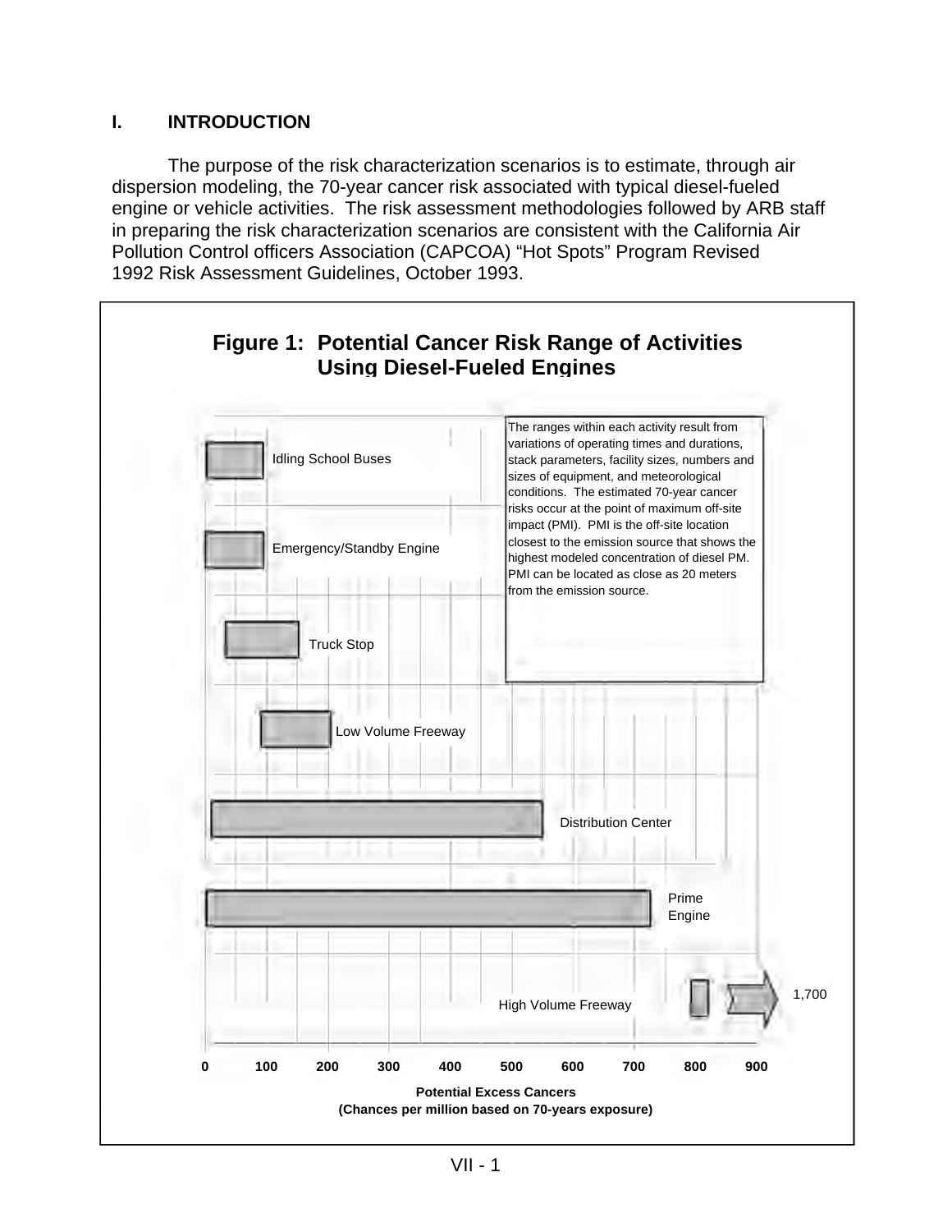## I. INTRODUCTION

The purpose of the risk characterization scenarios is to estimate, through air dispersion modeling, the 70-year cancer risk associated with typical diesel-fueled engine or vehicle activities. The risk assessment methodologies followed by ARB staff in preparing the risk characterization scenarios are consistent with the California Air Pollution Control officers Association (CAPCOA) "Hot Spots" Program Revised 1992 Risk Assessment Guidelines, October 1993.

**Figure 1: Potential Cancer Risk Range of Activities Using Diesel-Fueled Engines**

Idling School Buses

Emergency/Standby Engine

Truck Stop

Low Volume Freeway

Distribution Center

Prime Engine

High Volume Freeway

1,700

The ranges within each activity result from variations of operating times and durations, stack parameters, facility sizes, numbers and sizes of equipment, and meteorological conditions. The estimated 70-year cancer risks occur at the point of maximum off-site impact (PMI). PMI is the off-site location closest to the emission source that shows the highest modeled concentration of diesel PM. PMI can be located as close as 20 meters from the emission source.

0 100 200 300 400 500 600 700 800 900

**Potential Excess Cancers**
**(Chances per million based on 70-years exposure)**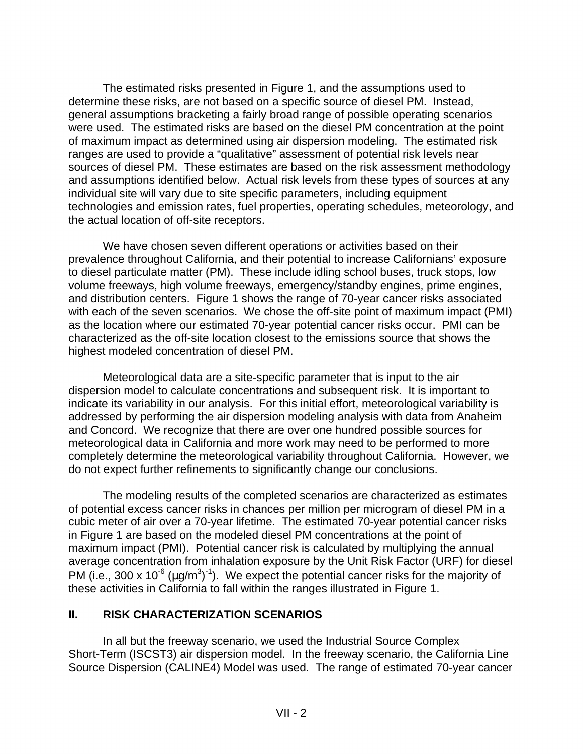The estimated risks presented in Figure 1, and the assumptions used to determine these risks, are not based on a specific source of diesel PM. Instead, general assumptions bracketing a fairly broad range of possible operating scenarios were used. The estimated risks are based on the diesel PM concentration at the point of maximum impact as determined using air dispersion modeling. The estimated risk ranges are used to provide a "qualitative" assessment of potential risk levels near sources of diesel PM. These estimates are based on the risk assessment methodology and assumptions identified below. Actual risk levels from these types of sources at any individual site will vary due to site specific parameters, including equipment technologies and emission rates, fuel properties, operating schedules, meteorology, and the actual location of off-site receptors.

We have chosen seven different operations or activities based on their prevalence throughout California, and their potential to increase Californians' exposure to diesel particulate matter (PM). These include idling school buses, truck stops, low volume freeways, high volume freeways, emergency/standby engines, prime engines, and distribution centers. Figure 1 shows the range of 70-year cancer risks associated with each of the seven scenarios. We chose the off-site point of maximum impact (PMI) as the location where our estimated 70-year potential cancer risks occur. PMI can be characterized as the off-site location closest to the emissions source that shows the highest modeled concentration of diesel PM.

Meteorological data are a site-specific parameter that is input to the air dispersion model to calculate concentrations and subsequent risk. It is important to indicate its variability in our analysis. For this initial effort, meteorological variability is addressed by performing the air dispersion modeling analysis with data from Anaheim and Concord. We recognize that there are over one hundred possible sources for meteorological data in California and more work may need to be performed to more completely determine the meteorological variability throughout California. However, we do not expect further refinements to significantly change our conclusions.

The modeling results of the completed scenarios are characterized as estimates of potential excess cancer risks in chances per million per microgram of diesel PM in a cubic meter of air over a 70-year lifetime. The estimated 70-year potential cancer risks in Figure 1 are based on the modeled diesel PM concentrations at the point of maximum impact (PMI). Potential cancer risk is calculated by multiplying the annual average concentration from inhalation exposure by the Unit Risk Factor (URF) for diesel PM (i.e., $300 \times 10^{-6}$ $(\mu g/m^3)^{-1}$). We expect the potential cancer risks for the majority of these activities in California to fall within the ranges illustrated in Figure 1.

## II. RISK CHARACTERIZATION SCENARIOS

In all but the freeway scenario, we used the Industrial Source Complex Short-Term (ISCST3) air dispersion model. In the freeway scenario, the California Line Source Dispersion (CALINE4) Model was used. The range of estimated 70-year cancer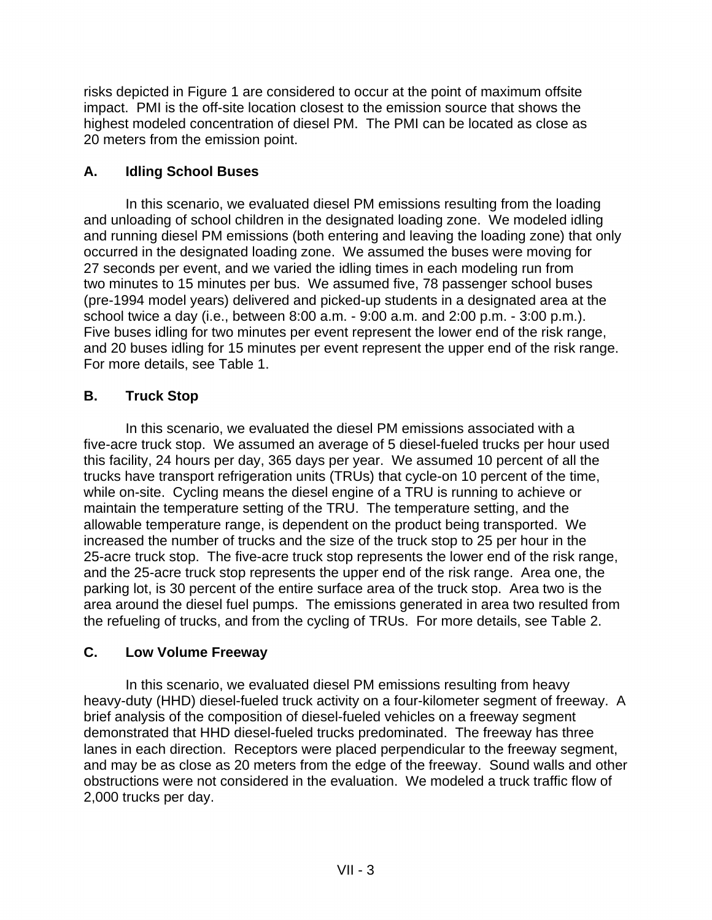risks depicted in Figure 1 are considered to occur at the point of maximum offsite impact. PMI is the off-site location closest to the emission source that shows the highest modeled concentration of diesel PM. The PMI can be located as close as 20 meters from the emission point.

### A. Idling School Buses

In this scenario, we evaluated diesel PM emissions resulting from the loading and unloading of school children in the designated loading zone. We modeled idling and running diesel PM emissions (both entering and leaving the loading zone) that only occurred in the designated loading zone. We assumed the buses were moving for 27 seconds per event, and we varied the idling times in each modeling run from two minutes to 15 minutes per bus. We assumed five, 78 passenger school buses (pre-1994 model years) delivered and picked-up students in a designated area at the school twice a day (i.e., between 8:00 a.m. - 9:00 a.m. and 2:00 p.m. - 3:00 p.m.). Five buses idling for two minutes per event represent the lower end of the risk range, and 20 buses idling for 15 minutes per event represent the upper end of the risk range. For more details, see Table 1.

### B. Truck Stop

In this scenario, we evaluated the diesel PM emissions associated with a five-acre truck stop. We assumed an average of 5 diesel-fueled trucks per hour used this facility, 24 hours per day, 365 days per year. We assumed 10 percent of all the trucks have transport refrigeration units (TRUs) that cycle-on 10 percent of the time, while on-site. Cycling means the diesel engine of a TRU is running to achieve or maintain the temperature setting of the TRU. The temperature setting, and the allowable temperature range, is dependent on the product being transported. We increased the number of trucks and the size of the truck stop to 25 per hour in the 25-acre truck stop. The five-acre truck stop represents the lower end of the risk range, and the 25-acre truck stop represents the upper end of the risk range. Area one, the parking lot, is 30 percent of the entire surface area of the truck stop. Area two is the area around the diesel fuel pumps. The emissions generated in area two resulted from the refueling of trucks, and from the cycling of TRUs. For more details, see Table 2.

### C. Low Volume Freeway

In this scenario, we evaluated diesel PM emissions resulting from heavy heavy-duty (HHD) diesel-fueled truck activity on a four-kilometer segment of freeway. A brief analysis of the composition of diesel-fueled vehicles on a freeway segment demonstrated that HHD diesel-fueled trucks predominated. The freeway has three lanes in each direction. Receptors were placed perpendicular to the freeway segment, and may be as close as 20 meters from the edge of the freeway. Sound walls and other obstructions were not considered in the evaluation. We modeled a truck traffic flow of 2,000 trucks per day.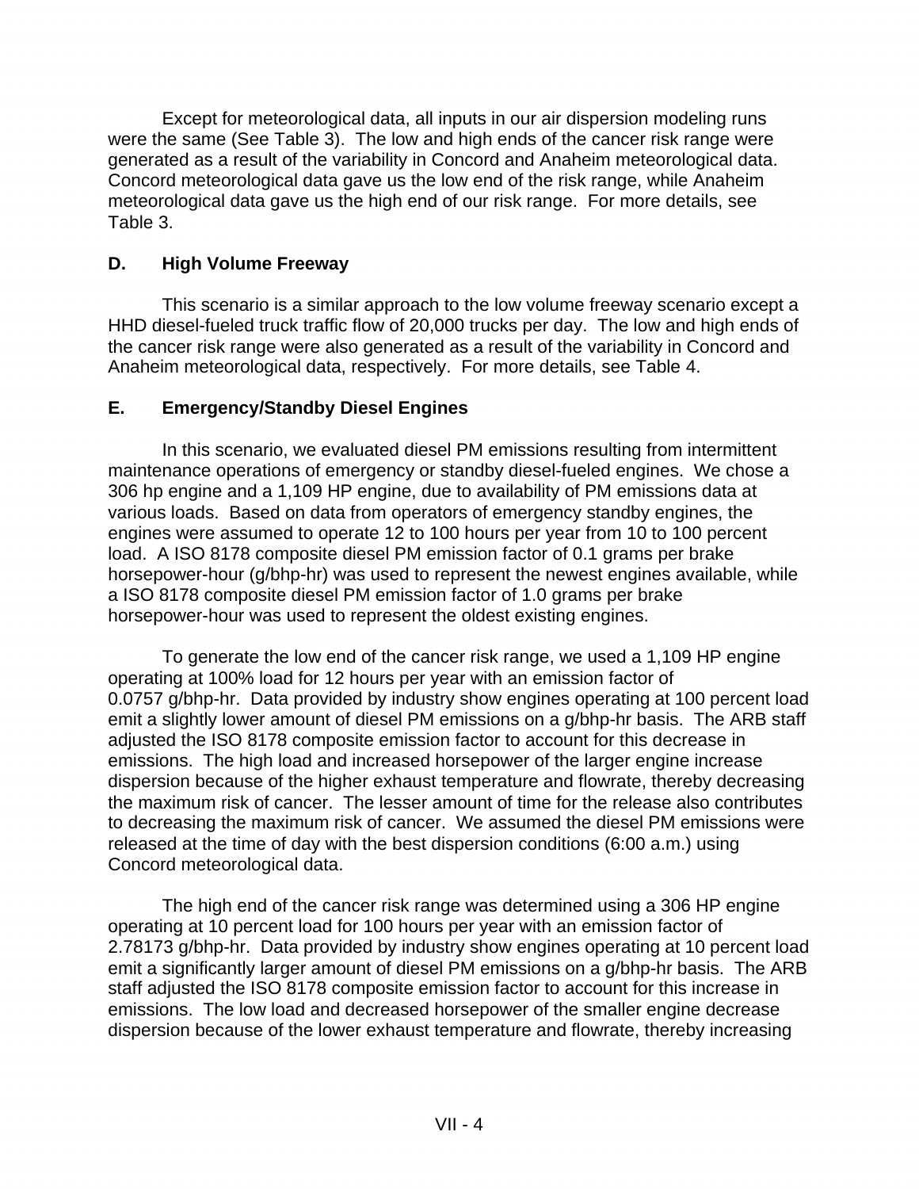Except for meteorological data, all inputs in our air dispersion modeling runs were the same (See Table 3). The low and high ends of the cancer risk range were generated as a result of the variability in Concord and Anaheim meteorological data. Concord meteorological data gave us the low end of the risk range, while Anaheim meteorological data gave us the high end of our risk range. For more details, see Table 3.

## D. High Volume Freeway

This scenario is a similar approach to the low volume freeway scenario except a HHD diesel-fueled truck traffic flow of 20,000 trucks per day. The low and high ends of the cancer risk range were also generated as a result of the variability in Concord and Anaheim meteorological data, respectively. For more details, see Table 4.

## E. Emergency/Standby Diesel Engines

In this scenario, we evaluated diesel PM emissions resulting from intermittent maintenance operations of emergency or standby diesel-fueled engines. We chose a 306 hp engine and a 1,109 HP engine, due to availability of PM emissions data at various loads. Based on data from operators of emergency standby engines, the engines were assumed to operate 12 to 100 hours per year from 10 to 100 percent load. A ISO 8178 composite diesel PM emission factor of 0.1 grams per brake horsepower-hour (g/bhp-hr) was used to represent the newest engines available, while a ISO 8178 composite diesel PM emission factor of 1.0 grams per brake horsepower-hour was used to represent the oldest existing engines.

To generate the low end of the cancer risk range, we used a 1,109 HP engine operating at 100% load for 12 hours per year with an emission factor of 0.0757 g/bhp-hr. Data provided by industry show engines operating at 100 percent load emit a slightly lower amount of diesel PM emissions on a g/bhp-hr basis. The ARB staff adjusted the ISO 8178 composite emission factor to account for this decrease in emissions. The high load and increased horsepower of the larger engine increase dispersion because of the higher exhaust temperature and flowrate, thereby decreasing the maximum risk of cancer. The lesser amount of time for the release also contributes to decreasing the maximum risk of cancer. We assumed the diesel PM emissions were released at the time of day with the best dispersion conditions (6:00 a.m.) using Concord meteorological data.

The high end of the cancer risk range was determined using a 306 HP engine operating at 10 percent load for 100 hours per year with an emission factor of 2.78173 g/bhp-hr. Data provided by industry show engines operating at 10 percent load emit a significantly larger amount of diesel PM emissions on a g/bhp-hr basis. The ARB staff adjusted the ISO 8178 composite emission factor to account for this increase in emissions. The low load and decreased horsepower of the smaller engine decrease dispersion because of the lower exhaust temperature and flowrate, thereby increasing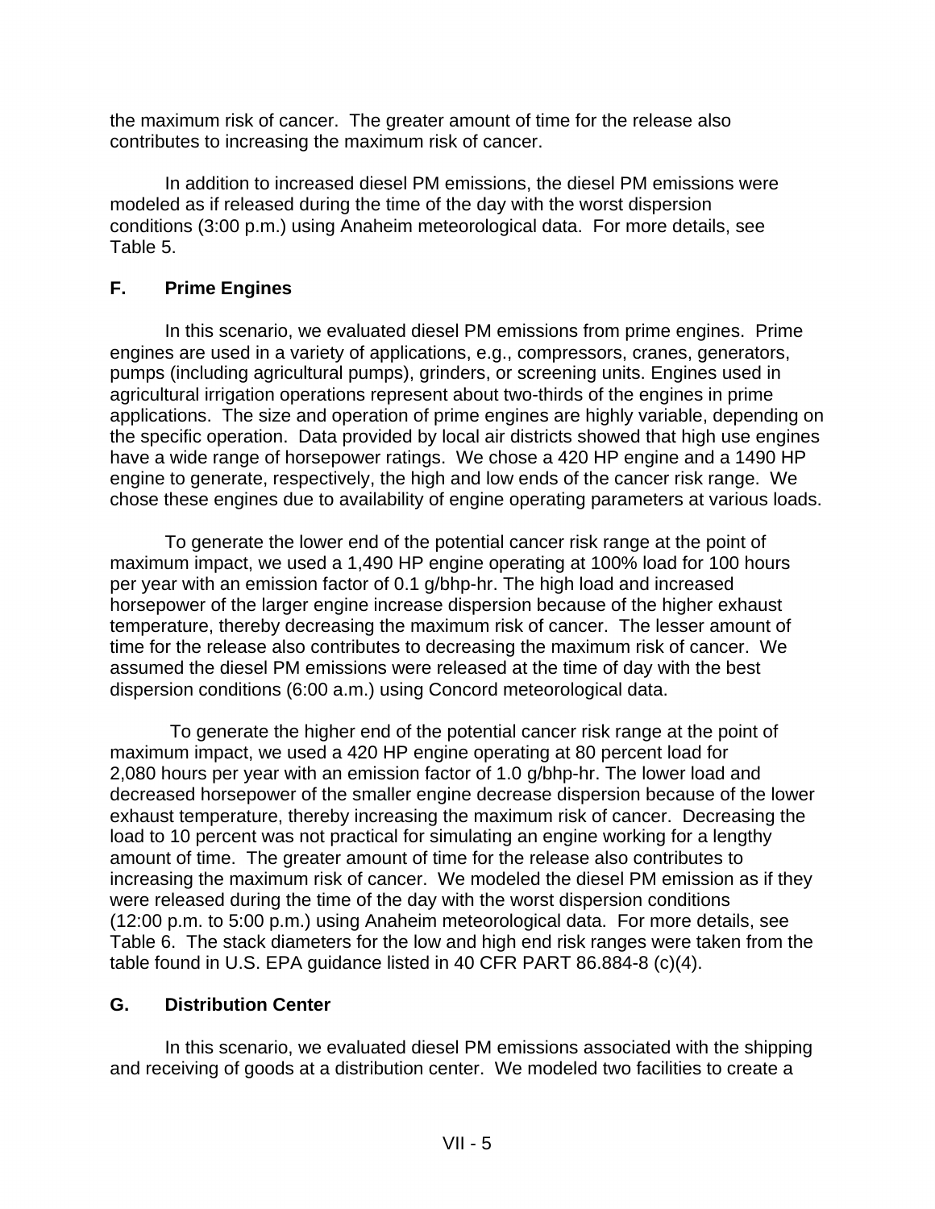the maximum risk of cancer. The greater amount of time for the release also contributes to increasing the maximum risk of cancer.

In addition to increased diesel PM emissions, the diesel PM emissions were modeled as if released during the time of the day with the worst dispersion conditions (3:00 p.m.) using Anaheim meteorological data. For more details, see Table 5.

## F. Prime Engines

In this scenario, we evaluated diesel PM emissions from prime engines. Prime engines are used in a variety of applications, e.g., compressors, cranes, generators, pumps (including agricultural pumps), grinders, or screening units. Engines used in agricultural irrigation operations represent about two-thirds of the engines in prime applications. The size and operation of prime engines are highly variable, depending on the specific operation. Data provided by local air districts showed that high use engines have a wide range of horsepower ratings. We chose a 420 HP engine and a 1490 HP engine to generate, respectively, the high and low ends of the cancer risk range. We chose these engines due to availability of engine operating parameters at various loads.

To generate the lower end of the potential cancer risk range at the point of maximum impact, we used a 1,490 HP engine operating at 100% load for 100 hours per year with an emission factor of 0.1 g/bhp-hr. The high load and increased horsepower of the larger engine increase dispersion because of the higher exhaust temperature, thereby decreasing the maximum risk of cancer. The lesser amount of time for the release also contributes to decreasing the maximum risk of cancer. We assumed the diesel PM emissions were released at the time of day with the best dispersion conditions (6:00 a.m.) using Concord meteorological data.

To generate the higher end of the potential cancer risk range at the point of maximum impact, we used a 420 HP engine operating at 80 percent load for 2,080 hours per year with an emission factor of 1.0 g/bhp-hr. The lower load and decreased horsepower of the smaller engine decrease dispersion because of the lower exhaust temperature, thereby increasing the maximum risk of cancer. Decreasing the load to 10 percent was not practical for simulating an engine working for a lengthy amount of time. The greater amount of time for the release also contributes to increasing the maximum risk of cancer. We modeled the diesel PM emission as if they were released during the time of the day with the worst dispersion conditions (12:00 p.m. to 5:00 p.m.) using Anaheim meteorological data. For more details, see Table 6. The stack diameters for the low and high end risk ranges were taken from the table found in U.S. EPA guidance listed in 40 CFR PART 86.884-8 (c)(4).

## G. Distribution Center

In this scenario, we evaluated diesel PM emissions associated with the shipping and receiving of goods at a distribution center. We modeled two facilities to create a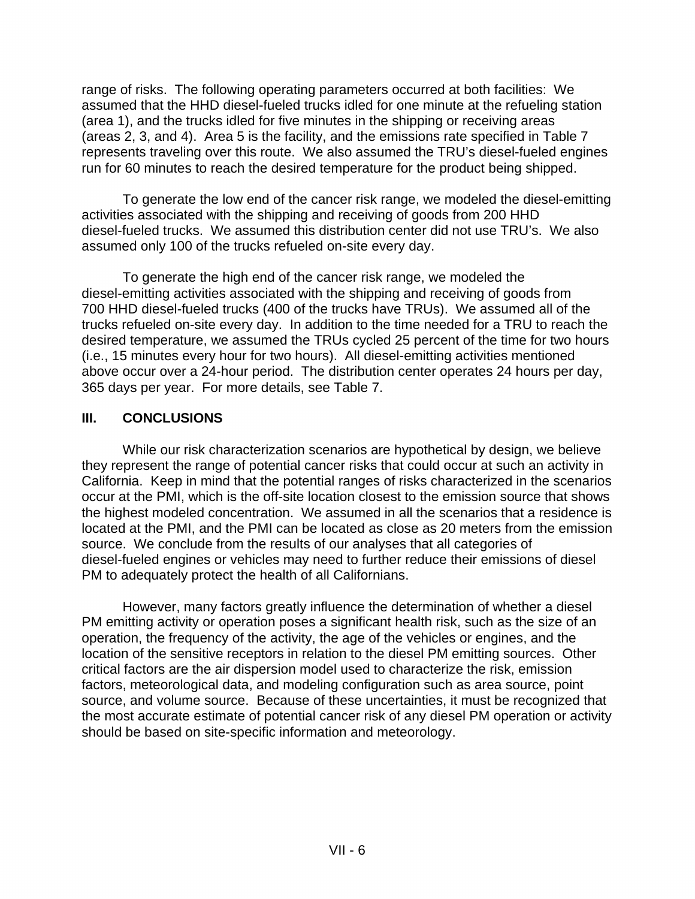range of risks. The following operating parameters occurred at both facilities: We assumed that the HHD diesel-fueled trucks idled for one minute at the refueling station (area 1), and the trucks idled for five minutes in the shipping or receiving areas (areas 2, 3, and 4). Area 5 is the facility, and the emissions rate specified in Table 7 represents traveling over this route. We also assumed the TRU's diesel-fueled engines run for 60 minutes to reach the desired temperature for the product being shipped.

To generate the low end of the cancer risk range, we modeled the diesel-emitting activities associated with the shipping and receiving of goods from 200 HHD diesel-fueled trucks. We assumed this distribution center did not use TRU's. We also assumed only 100 of the trucks refueled on-site every day.

To generate the high end of the cancer risk range, we modeled the diesel-emitting activities associated with the shipping and receiving of goods from 700 HHD diesel-fueled trucks (400 of the trucks have TRUs). We assumed all of the trucks refueled on-site every day. In addition to the time needed for a TRU to reach the desired temperature, we assumed the TRUs cycled 25 percent of the time for two hours (i.e., 15 minutes every hour for two hours). All diesel-emitting activities mentioned above occur over a 24-hour period. The distribution center operates 24 hours per day, 365 days per year. For more details, see Table 7.

## III. CONCLUSIONS

While our risk characterization scenarios are hypothetical by design, we believe they represent the range of potential cancer risks that could occur at such an activity in California. Keep in mind that the potential ranges of risks characterized in the scenarios occur at the PMI, which is the off-site location closest to the emission source that shows the highest modeled concentration. We assumed in all the scenarios that a residence is located at the PMI, and the PMI can be located as close as 20 meters from the emission source. We conclude from the results of our analyses that all categories of diesel-fueled engines or vehicles may need to further reduce their emissions of diesel PM to adequately protect the health of all Californians.

However, many factors greatly influence the determination of whether a diesel PM emitting activity or operation poses a significant health risk, such as the size of an operation, the frequency of the activity, the age of the vehicles or engines, and the location of the sensitive receptors in relation to the diesel PM emitting sources. Other critical factors are the air dispersion model used to characterize the risk, emission factors, meteorological data, and modeling configuration such as area source, point source, and volume source. Because of these uncertainties, it must be recognized that the most accurate estimate of potential cancer risk of any diesel PM operation or activity should be based on site-specific information and meteorology.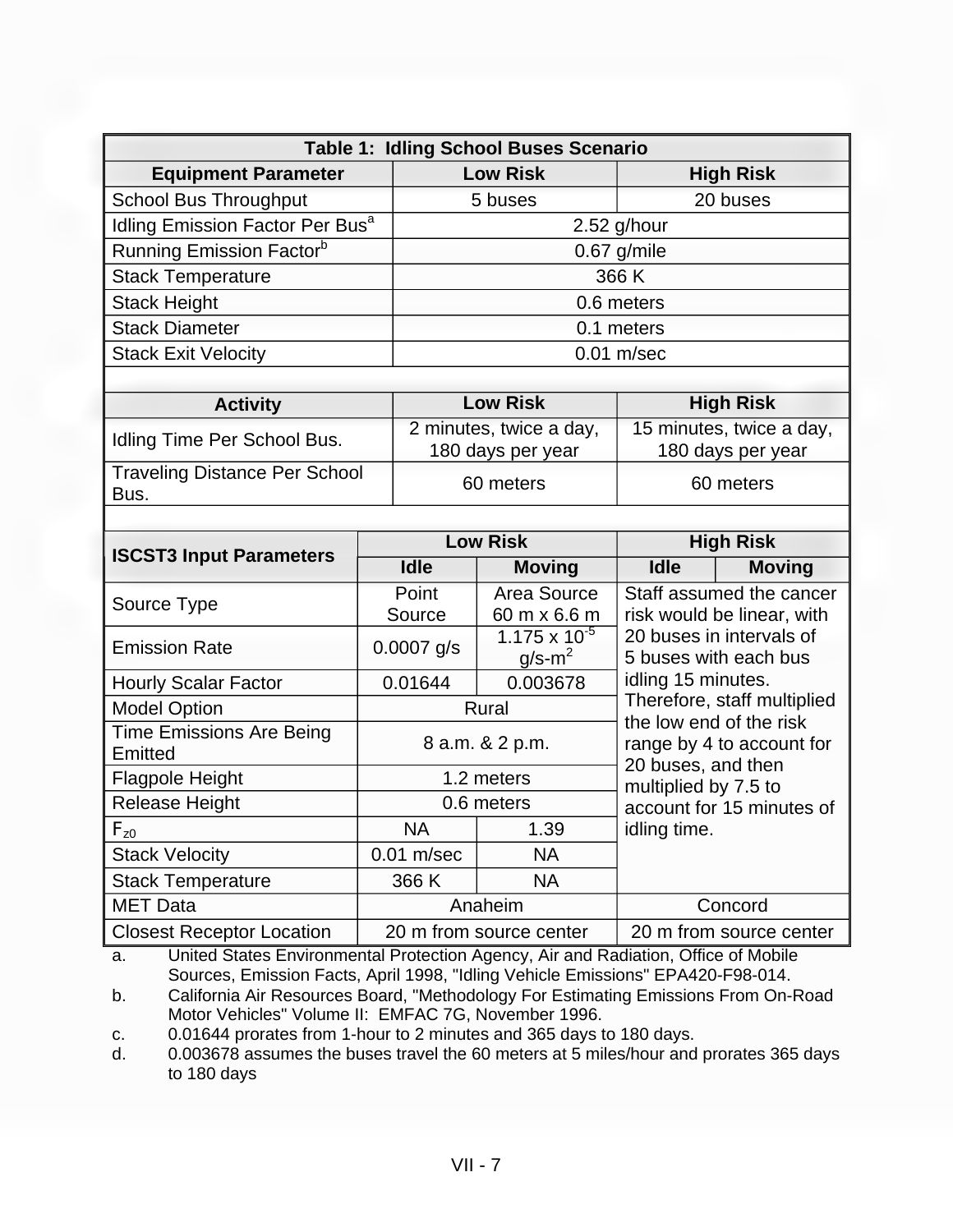| Table 1: Idling School Buses Scenario | | | | |
|---|---|---|---|---|
| **Equipment Parameter** | **Low Risk** | | **High Risk** | |
| School Bus Throughput | 5 buses | | 20 buses | |
| Idling Emission Factor Per Bus[a] | 2.52 g/hour | | | |
| Running Emission Factor[b] | 0.67 g/mile | | | |
| Stack Temperature | 366 K | | | |
| Stack Height | 0.6 meters | | | |
| Stack Diameter | 0.1 meters | | | |
| Stack Exit Velocity | 0.01 m/sec | | | |
| **Activity** | **Low Risk** | | **High Risk** | |
| Idling Time Per School Bus. | 2 minutes, twice a day, 180 days per year | | 15 minutes, twice a day, 180 days per year | |
| Traveling Distance Per School Bus. | 60 meters | | 60 meters | |
| **ISCST3 Input Parameters** | **Low Risk** | | **High Risk** | |
| | **Idle** | **Moving** | **Idle** | **Moving** |
| Source Type | Point Source | Area Source 60 m x 6.6 m | Staff assumed the cancer risk would be linear, with 20 buses in intervals of 5 buses with each bus idling 15 minutes. Therefore, staff multiplied the low end of the risk range by 4 to account for 20 buses, and then multiplied by 7.5 to account for 15 minutes of idling time. | |
| Emission Rate | 0.0007 g/s | $1.175 \times 10^{-5}$ g/s-m$^2$ | | |
| Hourly Scalar Factor | 0.01644 | 0.003678 | | |
| Model Option | Rural | | | |
| Time Emissions Are Being Emitted | 8 a.m. & 2 p.m. | | | |
| Flagpole Height | 1.2 meters | | | |
| Release Height | 0.6 meters | | | |
| $F_{z0}$ | NA | 1.39 | | |
| Stack Velocity | 0.01 m/sec | NA | | |
| Stack Temperature | 366 K | NA | | |
| MET Data | Anaheim | | Concord | |
| Closest Receptor Location | 20 m from source center | | 20 m from source center | |

a. United States Environmental Protection Agency, Air and Radiation, Office of Mobile Sources, Emission Facts, April 1998, "Idling Vehicle Emissions" EPA420-F98-014.

b. California Air Resources Board, "Methodology For Estimating Emissions From On-Road Motor Vehicles" Volume II: EMFAC 7G, November 1996.

c. 0.01644 prorates from 1-hour to 2 minutes and 365 days to 180 days.

d. 0.003678 assumes the buses travel the 60 meters at 5 miles/hour and prorates 365 days to 180 days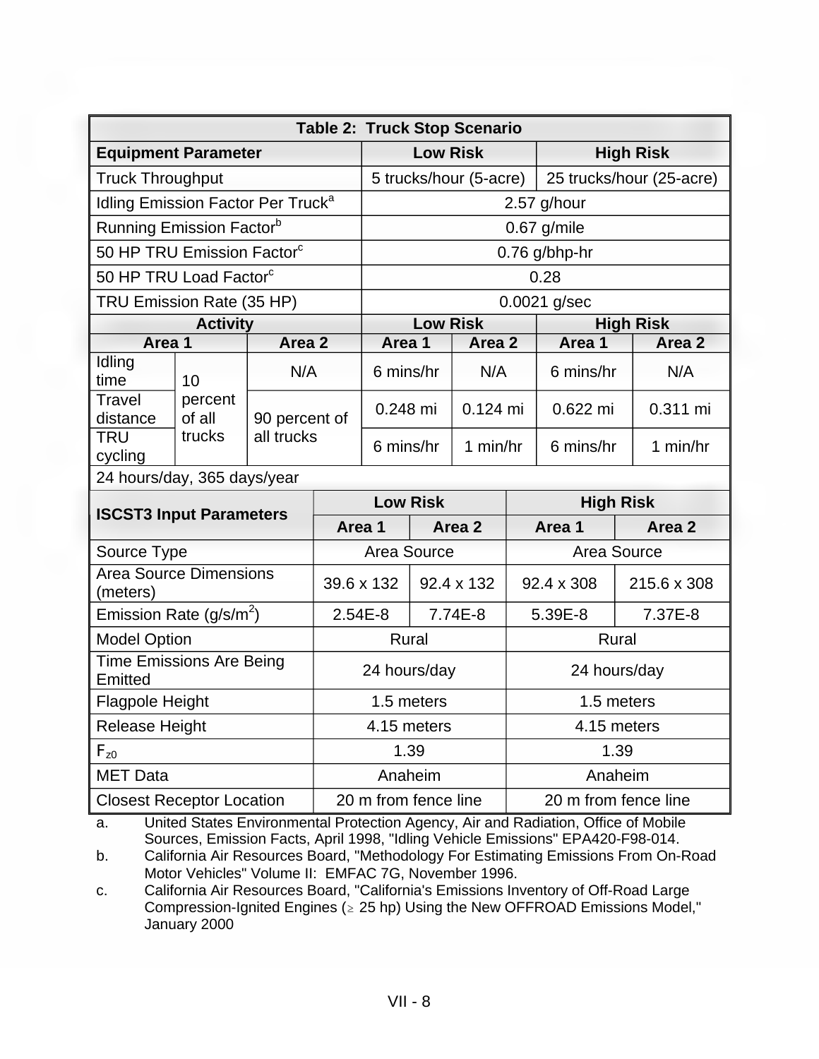**Table 2: Truck Stop Scenario**

| Equipment Parameter | Low Risk | High Risk |
|---|---|---|
| Truck Throughput | 5 trucks/hour (5-acre) | 25 trucks/hour (25-acre) |
| Idling Emission Factor Per Truck[a] | 2.57 g/hour | |
| Running Emission Factor[b] | 0.67 g/mile | |
| 50 HP TRU Emission Factor[c] | 0.76 g/bhp-hr | |
| 50 HP TRU Load Factor[c] | 0.28 | |
| TRU Emission Rate (35 HP) | 0.0021 g/sec | |

| Activity | | | Low Risk | | High Risk | |
|---|---|---|---|---|---|---|
| Area 1 | | Area 2 | Area 1 | Area 2 | Area 1 | Area 2 |
| Idling time | 10 percent of all trucks | N/A | 6 mins/hr | N/A | 6 mins/hr | N/A |
| Travel distance | | 90 percent of all trucks | 0.248 mi | 0.124 mi | 0.622 mi | 0.311 mi |
| TRU cycling | | | 6 mins/hr | 1 min/hr | 6 mins/hr | 1 min/hr |
| 24 hours/day, 365 days/year | | | | | | |

| ISCST3 Input Parameters | Low Risk | | High Risk | |
|---|---|---|---|---|
| | Area 1 | Area 2 | Area 1 | Area 2 |
| Source Type | Area Source | | Area Source | |
| Area Source Dimensions (meters) | 39.6 x 132 | 92.4 x 132 | 92.4 x 308 | 215.6 x 308 |
| Emission Rate ($g/s/m^2$) | 2.54E-8 | 7.74E-8 | 5.39E-8 | 7.37E-8 |
| Model Option | Rural | | Rural | |
| Time Emissions Are Being Emitted | 24 hours/day | | 24 hours/day | |
| Flagpole Height | 1.5 meters | | 1.5 meters | |
| Release Height | 4.15 meters | | 4.15 meters | |
| $F_{z0}$ | 1.39 | | 1.39 | |
| MET Data | Anaheim | | Anaheim | |
| Closest Receptor Location | 20 m from fence line | | 20 m from fence line | |

a. United States Environmental Protection Agency, Air and Radiation, Office of Mobile Sources, Emission Facts, April 1998, "Idling Vehicle Emissions" EPA420-F98-014.

b. California Air Resources Board, "Methodology For Estimating Emissions From On-Road Motor Vehicles" Volume II: EMFAC 7G, November 1996.

c. California Air Resources Board, "California's Emissions Inventory of Off-Road Large Compression-Ignited Engines (≥ 25 hp) Using the New OFFROAD Emissions Model," January 2000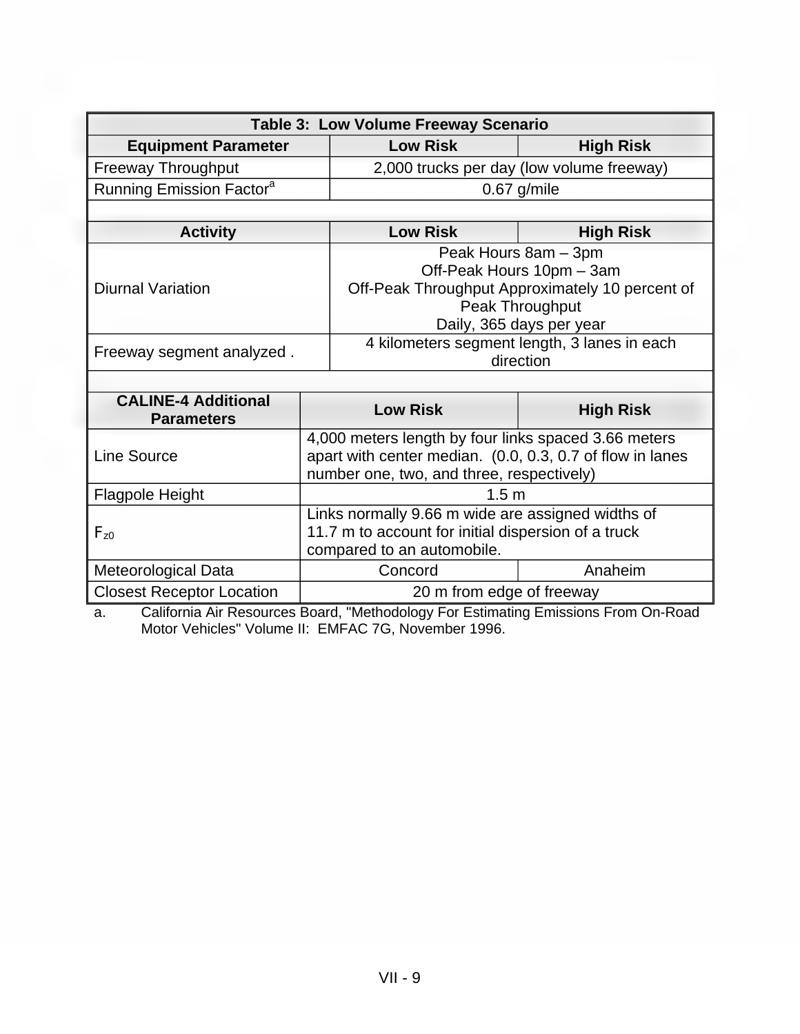| Table 3: Low Volume Freeway Scenario | | |
|---|---|---|
| **Equipment Parameter** | **Low Risk** | **High Risk** |
| Freeway Throughput | 2,000 trucks per day (low volume freeway) | |
| Running Emission Factor[a] | 0.67 g/mile | |
| | | |
| **Activity** | **Low Risk** | **High Risk** |
| Diurnal Variation | Peak Hours 8am – 3pm<br>Off-Peak Hours 10pm – 3am<br>Off-Peak Throughput Approximately 10 percent of Peak Throughput<br>Daily, 365 days per year | |
| Freeway segment analyzed . | 4 kilometers segment length, 3 lanes in each direction | |
| | | |
| **CALINE-4 Additional Parameters** | **Low Risk** | **High Risk** |
| Line Source | 4,000 meters length by four links spaced 3.66 meters apart with center median. (0.0, 0.3, 0.7 of flow in lanes number one, two, and three, respectively) | |
| Flagpole Height | 1.5 m | |
| $F_{z0}$ | Links normally 9.66 m wide are assigned widths of 11.7 m to account for initial dispersion of a truck compared to an automobile. | |
| Meteorological Data | Concord | Anaheim |
| Closest Receptor Location | 20 m from edge of freeway | |

a. California Air Resources Board, "Methodology For Estimating Emissions From On-Road Motor Vehicles" Volume II: EMFAC 7G, November 1996.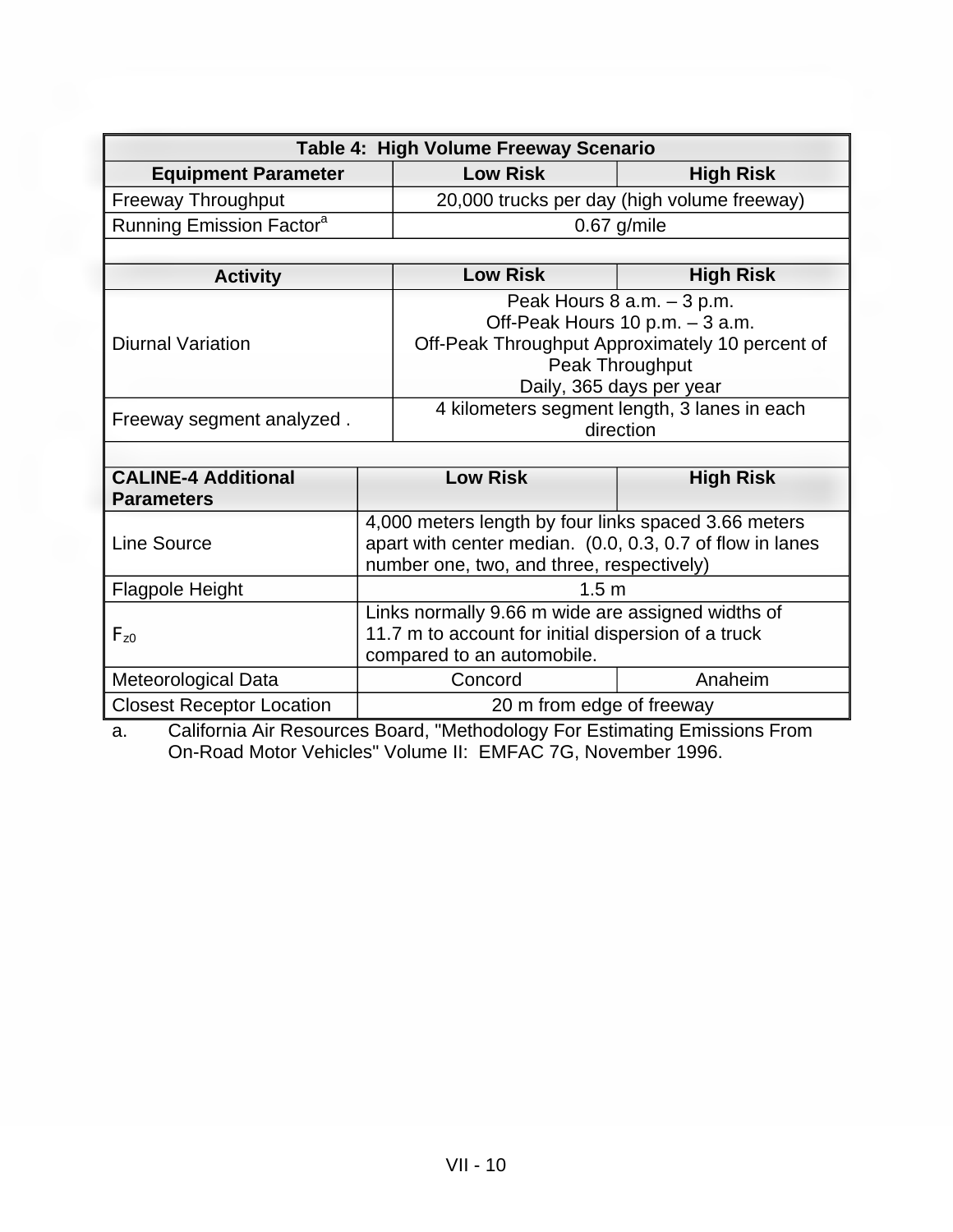| Table 4: High Volume Freeway Scenario | | |
|---|---|---|
| **Equipment Parameter** | **Low Risk** | **High Risk** |
| Freeway Throughput | 20,000 trucks per day (high volume freeway) | |
| Running Emission Factor[a] | 0.67 g/mile | |
| | | |
| **Activity** | **Low Risk** | **High Risk** |
| Diurnal Variation | Peak Hours 8 a.m. – 3 p.m.<br>Off-Peak Hours 10 p.m. – 3 a.m.<br>Off-Peak Throughput Approximately 10 percent of Peak Throughput<br>Daily, 365 days per year | |
| Freeway segment analyzed . | 4 kilometers segment length, 3 lanes in each direction | |
| | | |
| **CALINE-4 Additional Parameters** | **Low Risk** | **High Risk** |
| Line Source | 4,000 meters length by four links spaced 3.66 meters apart with center median. (0.0, 0.3, 0.7 of flow in lanes number one, two, and three, respectively) | |
| Flagpole Height | 1.5 m | |
| $F_{z0}$ | Links normally 9.66 m wide are assigned widths of 11.7 m to account for initial dispersion of a truck compared to an automobile. | |
| Meteorological Data | Concord | Anaheim |
| Closest Receptor Location | 20 m from edge of freeway | |

a. California Air Resources Board, "Methodology For Estimating Emissions From On-Road Motor Vehicles" Volume II: EMFAC 7G, November 1996.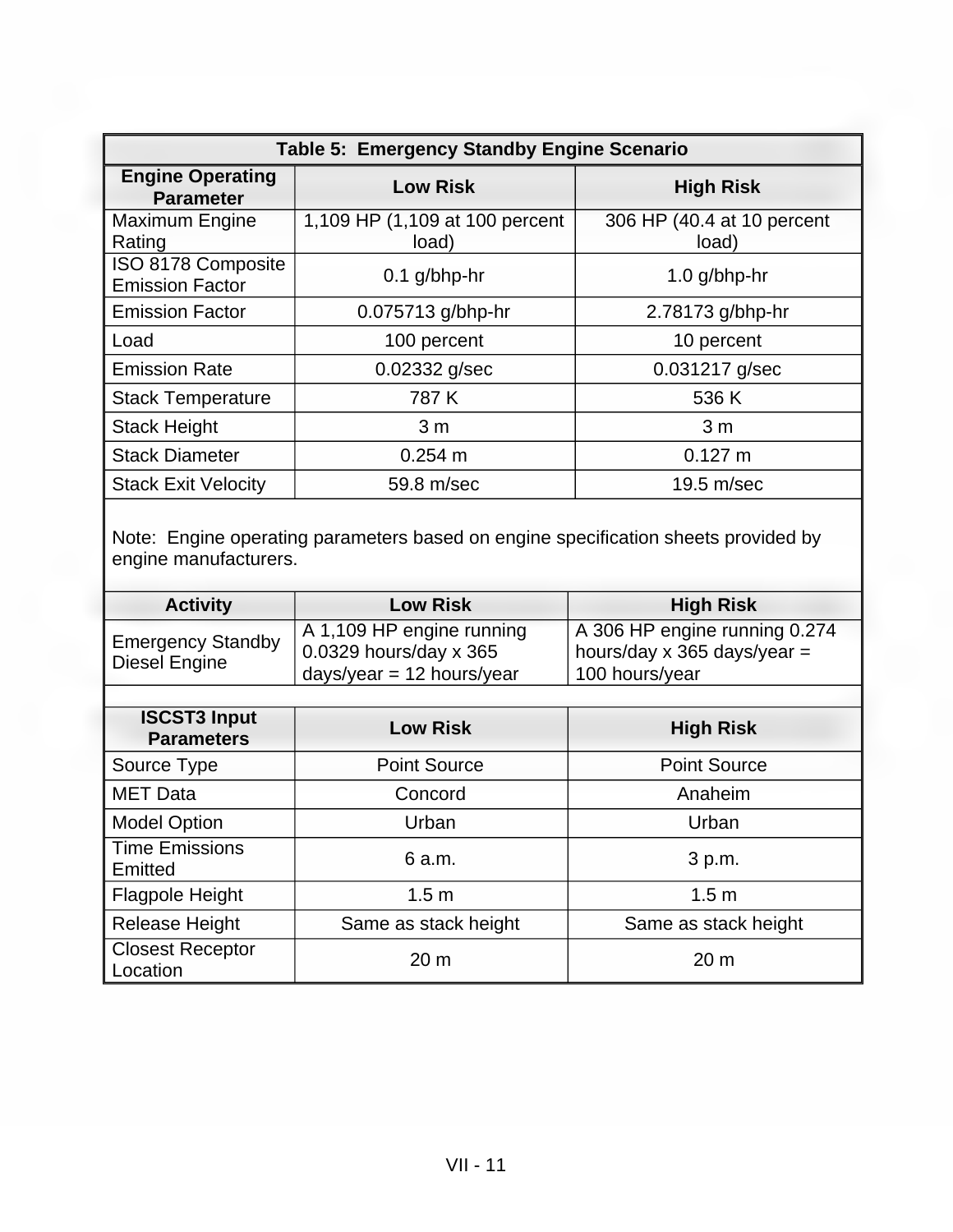**Table 5: Emergency Standby Engine Scenario**

| Engine Operating Parameter | Low Risk | High Risk |
|---|---|---|
| Maximum Engine Rating | 1,109 HP (1,109 at 100 percent load) | 306 HP (40.4 at 10 percent load) |
| ISO 8178 Composite Emission Factor | 0.1 g/bhp-hr | 1.0 g/bhp-hr |
| Emission Factor | 0.075713 g/bhp-hr | 2.78173 g/bhp-hr |
| Load | 100 percent | 10 percent |
| Emission Rate | 0.02332 g/sec | 0.031217 g/sec |
| Stack Temperature | 787 K | 536 K |
| Stack Height | 3 m | 3 m |
| Stack Diameter | 0.254 m | 0.127 m |
| Stack Exit Velocity | 59.8 m/sec | 19.5 m/sec |

Note: Engine operating parameters based on engine specification sheets provided by engine manufacturers.

| Activity | Low Risk | High Risk |
|---|---|---|
| Emergency Standby Diesel Engine | A 1,109 HP engine running 0.0329 hours/day x 365 days/year = 12 hours/year | A 306 HP engine running 0.274 hours/day x 365 days/year = 100 hours/year |

| ISCST3 Input Parameters | Low Risk | High Risk |
|---|---|---|
| Source Type | Point Source | Point Source |
| MET Data | Concord | Anaheim |
| Model Option | Urban | Urban |
| Time Emissions Emitted | 6 a.m. | 3 p.m. |
| Flagpole Height | 1.5 m | 1.5 m |
| Release Height | Same as stack height | Same as stack height |
| Closest Receptor Location | 20 m | 20 m |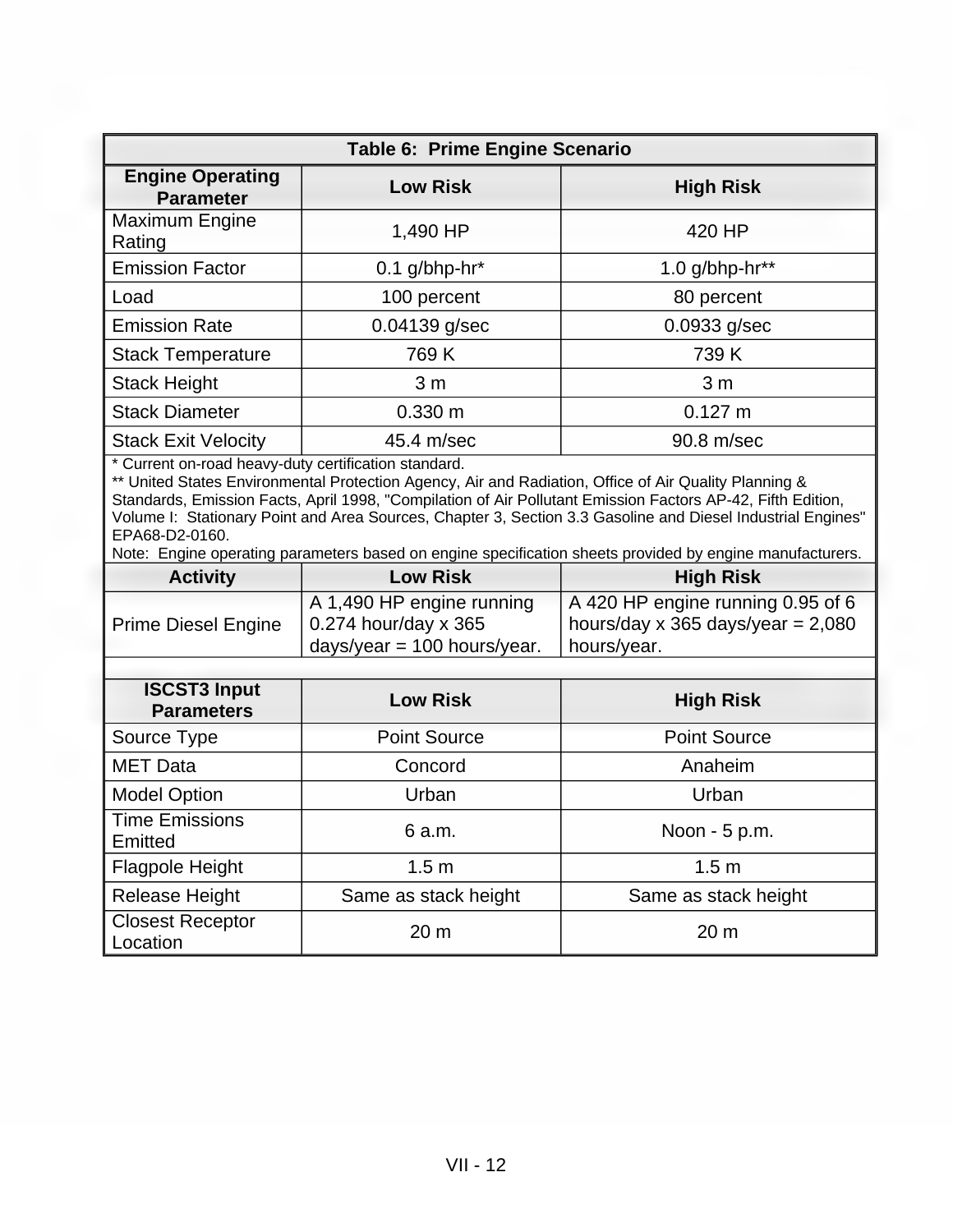| Table 6: Prime Engine Scenario | | |
|---|---|---|
| **Engine Operating Parameter** | **Low Risk** | **High Risk** |
| Maximum Engine Rating | 1,490 HP | 420 HP |
| Emission Factor | 0.1 g/bhp-hr* | 1.0 g/bhp-hr** |
| Load | 100 percent | 80 percent |
| Emission Rate | 0.04139 g/sec | 0.0933 g/sec |
| Stack Temperature | 769 K | 739 K |
| Stack Height | 3 m | 3 m |
| Stack Diameter | 0.330 m | 0.127 m |
| Stack Exit Velocity | 45.4 m/sec | 90.8 m/sec |
| * Current on-road heavy-duty certification standard.<br>** United States Environmental Protection Agency, Air and Radiation, Office of Air Quality Planning & Standards, Emission Facts, April 1998, "Compilation of Air Pollutant Emission Factors AP-42, Fifth Edition, Volume I: Stationary Point and Area Sources, Chapter 3, Section 3.3 Gasoline and Diesel Industrial Engines" EPA68-D2-0160.<br>Note: Engine operating parameters based on engine specification sheets provided by engine manufacturers. | | |
| **Activity** | **Low Risk** | **High Risk** |
| Prime Diesel Engine | A 1,490 HP engine running 0.274 hour/day x 365 days/year = 100 hours/year. | A 420 HP engine running 0.95 of 6 hours/day x 365 days/year = 2,080 hours/year. |
| | | |
| **ISCST3 Input Parameters** | **Low Risk** | **High Risk** |
| Source Type | Point Source | Point Source |
| MET Data | Concord | Anaheim |
| Model Option | Urban | Urban |
| Time Emissions Emitted | 6 a.m. | Noon - 5 p.m. |
| Flagpole Height | 1.5 m | 1.5 m |
| Release Height | Same as stack height | Same as stack height |
| Closest Receptor Location | 20 m | 20 m |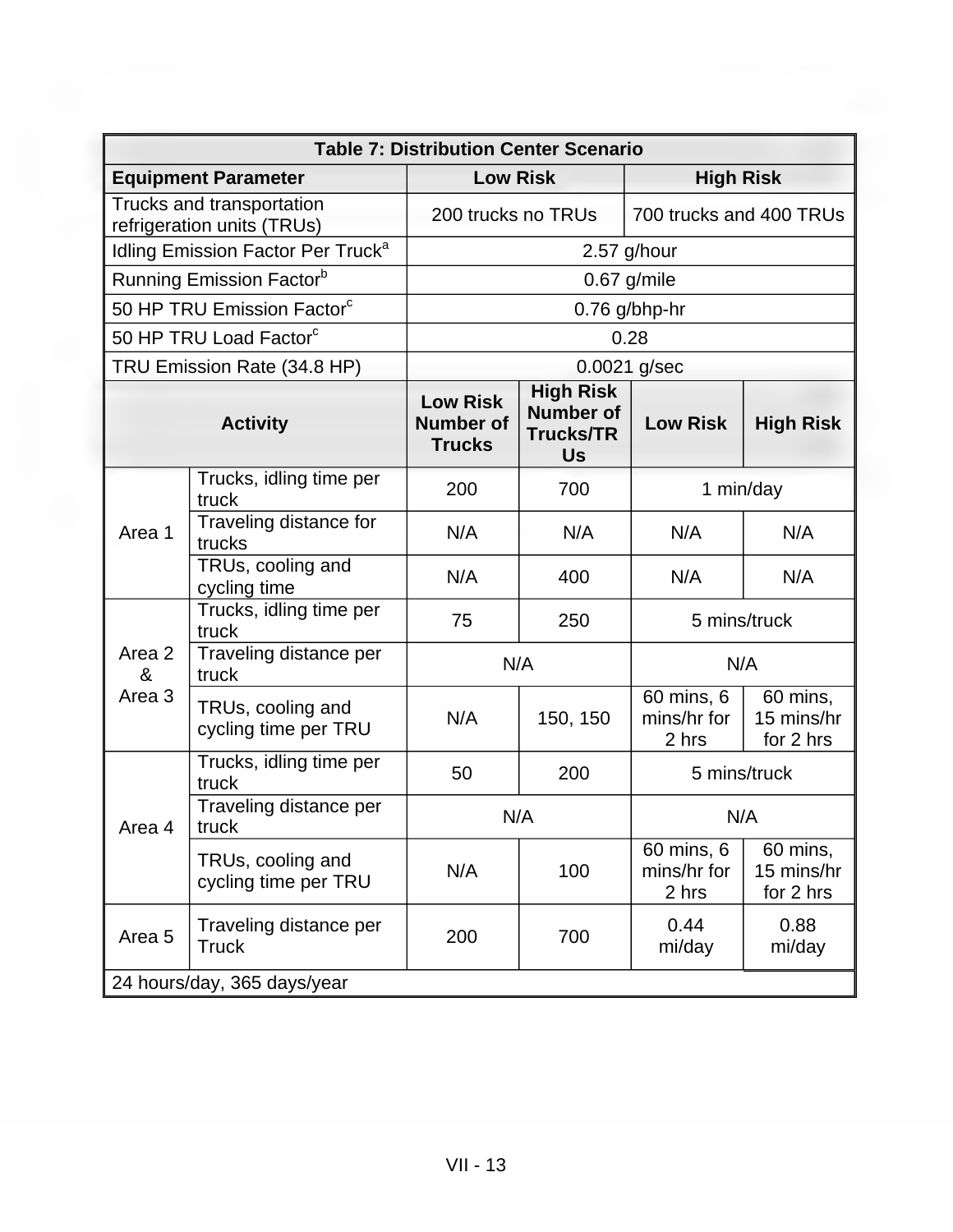| Table 7: Distribution Center Scenario | | | | | |
|---|---|---|---|---|---|
| **Equipment Parameter** | | **Low Risk** | | **High Risk** | |
| Trucks and transportation refrigeration units (TRUs) | | 200 trucks no TRUs | | 700 trucks and 400 TRUs | |
| Idling Emission Factor Per Truck[a] | | 2.57 g/hour | | | |
| Running Emission Factor[b] | | 0.67 g/mile | | | |
| 50 HP TRU Emission Factor[c] | | 0.76 g/bhp-hr | | | |
| 50 HP TRU Load Factor[c] | | 0.28 | | | |
| TRU Emission Rate (34.8 HP) | | 0.0021 g/sec | | | |
| **Activity** | | **Low Risk Number of Trucks** | **High Risk Number of Trucks/TRUs** | **Low Risk** | **High Risk** |
| Area 1 | Trucks, idling time per truck | 200 | 700 | 1 min/day | |
| | Traveling distance for trucks | N/A | N/A | N/A | N/A |
| | TRUs, cooling and cycling time | N/A | 400 | N/A | N/A |
| Area 2 & Area 3 | Trucks, idling time per truck | 75 | 250 | 5 mins/truck | |
| | Traveling distance per truck | N/A | | N/A | |
| | TRUs, cooling and cycling time per TRU | N/A | 150, 150 | 60 mins, 6 mins/hr for 2 hrs | 60 mins, 15 mins/hr for 2 hrs |
| Area 4 | Trucks, idling time per truck | 50 | 200 | 5 mins/truck | |
| | Traveling distance per truck | N/A | | N/A | |
| | TRUs, cooling and cycling time per TRU | N/A | 100 | 60 mins, 6 mins/hr for 2 hrs | 60 mins, 15 mins/hr for 2 hrs |
| Area 5 | Traveling distance per Truck | 200 | 700 | 0.44 mi/day | 0.88 mi/day |
| 24 hours/day, 365 days/year | | | | | |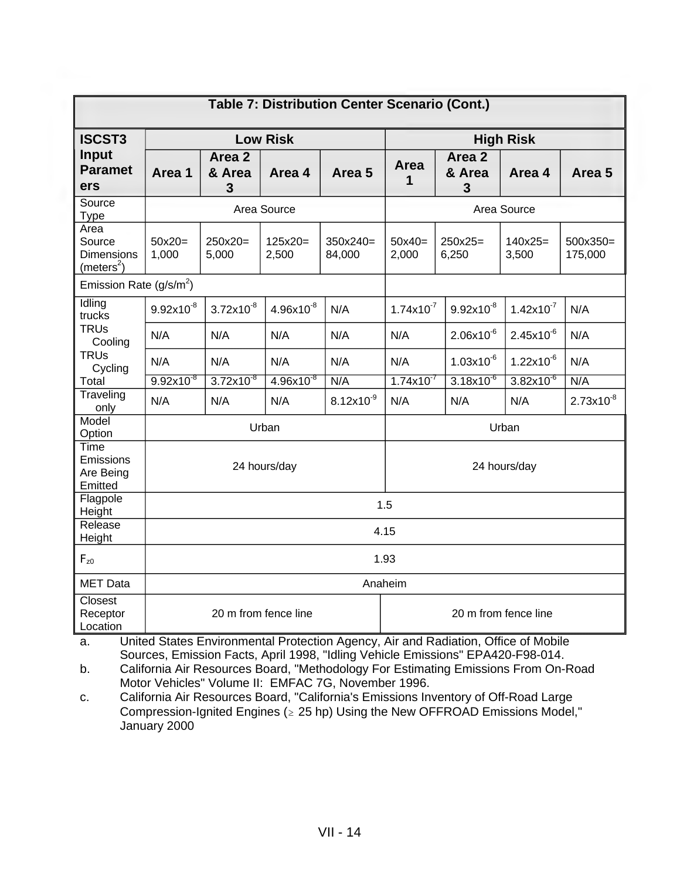| Table 7: Distribution Center Scenario (Cont.) | | | | | | | | |
|---|---|---|---|---|---|---|---|---|
| ISCST3 Input Parameters | Low Risk | | | | High Risk | | | |
| | Area 1 | Area 2 & Area 3 | Area 4 | Area 5 | Area 1 | Area 2 & Area 3 | Area 4 | Area 5 |
| Source Type | Area Source | | | | Area Source | | | |
| Area Source Dimensions (meters$^2$) | 50x20= 1,000 | 250x20= 5,000 | 125x20= 2,500 | 350x240= 84,000 | 50x40= 2,000 | 250x25= 6,250 | 140x25= 3,500 | 500x350= 175,000 |
| Emission Rate (g/s/m$^2$) | | | | | | | | |
| Idling trucks | $9.92x10^{-8}$ | $3.72x10^{-8}$ | $4.96x10^{-8}$ | N/A | $1.74x10^{-7}$ | $9.92x10^{-8}$ | $1.42x10^{-7}$ | N/A |
| TRUs Cooling | N/A | N/A | N/A | N/A | N/A | $2.06x10^{-6}$ | $2.45x10^{-6}$ | N/A |
| TRUs Cycling | N/A | N/A | N/A | N/A | N/A | $1.03x10^{-6}$ | $1.22x10^{-6}$ | N/A |
| Total | $9.92x10^{-8}$ | $3.72x10^{-8}$ | $4.96x10^{-8}$ | N/A | $1.74x10^{-7}$ | $3.18x10^{-6}$ | $3.82x10^{-6}$ | N/A |
| Traveling only | N/A | N/A | N/A | $8.12x10^{-9}$ | N/A | N/A | N/A | $2.73x10^{-8}$ |
| Model Option | Urban | | | | Urban | | | |
| Time Emissions Are Being Emitted | 24 hours/day | | | | 24 hours/day | | | |
| Flagpole Height | 1.5 | | | | | | | |
| Release Height | 4.15 | | | | | | | |
| $F_{z0}$ | 1.93 | | | | | | | |
| MET Data | Anaheim | | | | | | | |
| Closest Receptor Location | 20 m from fence line | | | | 20 m from fence line | | | |

a. United States Environmental Protection Agency, Air and Radiation, Office of Mobile Sources, Emission Facts, April 1998, "Idling Vehicle Emissions" EPA420-F98-014.

b. California Air Resources Board, "Methodology For Estimating Emissions From On-Road Motor Vehicles" Volume II: EMFAC 7G, November 1996.

c. California Air Resources Board, "California's Emissions Inventory of Off-Road Large Compression-Ignited Engines ($\geq$ 25 hp) Using the New OFFROAD Emissions Model," January 2000